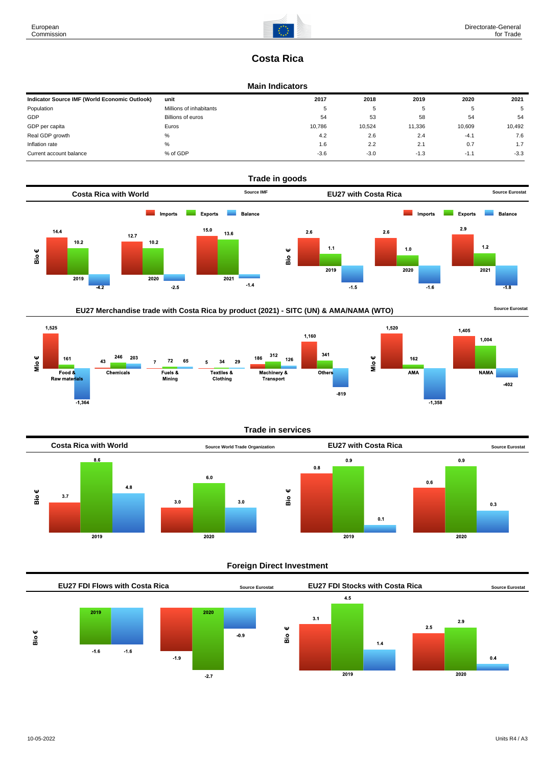# Costa Rica

## Main Indicators

| Indicator Source IMF (World Economic Outlook) | unit | 2017 | 2018 | 2019 | 2020 | 2021 |
|---|---|---|---|---|---|---|
| Population | Millions of inhabitants | 5 | 5 | 5 | 5 | 5 |
| GDP | Billions of euros | 54 | 53 | 58 | 54 | 54 |
| GDP per capita | Euros | 10,786 | 10,524 | 11,336 | 10,609 | 10,492 |
| Real GDP growth | % | 4.2 | 2.6 | 2.4 | -4.1 | 7.6 |
| Inflation rate | % | 1.6 | 2.2 | 2.1 | 0.7 | 1.7 |
| Current account balance | % of GDP | -3.6 | -3.0 | -1.3 | -1.1 | -3.3 |

## Trade in goods

### Costa Rica with World

Source IMF

Bio €

| | Imports | Exports | Balance |
|---|---|---|---|
| 2019 | 14.4 | 10.2 | -4.2 |
| 2020 | 12.7 | 10.2 | -2.5 |
| 2021 | 15.0 | 13.6 | -1.4 |

### EU27 with Costa Rica

Source Eurostat

Bio €

| | Imports | Exports | Balance |
|---|---|---|---|
| 2019 | 2.6 | 1.1 | -1.5 |
| 2020 | 2.6 | 1.0 | -1.6 |
| 2021 | 2.9 | 1.2 | -1.8 |

### EU27 Merchandise trade with Costa Rica by product (2021) - SITC (UN) & AMA/NAMA (WTO)

Source Eurostat

Mio €

| | Imports | Exports | Balance |
|---|---|---|---|
| Food & Raw materials | 1,525 | 161 | -1,364 |
| Chemicals | 43 | 246 | 203 |
| Fuels & Mining | 7 | 72 | 65 |
| Textiles & Clothing | 5 | 34 | 29 |
| Machinery & Transport | 186 | 312 | 126 |
| Others | 1,160 | 341 | -819 |

Mio €

| | Imports | Exports | Balance |
|---|---|---|---|
| AMA | 1,520 | 162 | -1,358 |
| NAMA | 1,405 | 1,004 | -402 |

## Trade in services

### Costa Rica with World

Source World Trade Organization

Bio €

| | Imports | Exports | Balance |
|---|---|---|---|
| 2019 | 3.7 | 8.6 | 4.8 |
| 2020 | 3.0 | 6.0 | 3.0 |

### EU27 with Costa Rica

Source Eurostat

Bio €

| | Imports | Exports | Balance |
|---|---|---|---|
| 2019 | 0.8 | 0.9 | 0.1 |
| 2020 | 0.6 | 0.9 | 0.3 |

## Foreign Direct Investment

### EU27 FDI Flows with Costa Rica

Source Eurostat

Bio €

| | Inward | Outward | Balance |
|---|---|---|---|
| 2019 | | -1.6 | -1.6 |
| 2020 | -1.9 | -2.7 | -0.9 |

### EU27 FDI Stocks with Costa Rica

Source Eurostat

Bio €

| | Inward | Outward | Balance |
|---|---|---|---|
| 2019 | 3.1 | 4.5 | 1.4 |
| 2020 | 2.5 | 2.9 | 0.4 |

10-05-2022

Units R4 / A3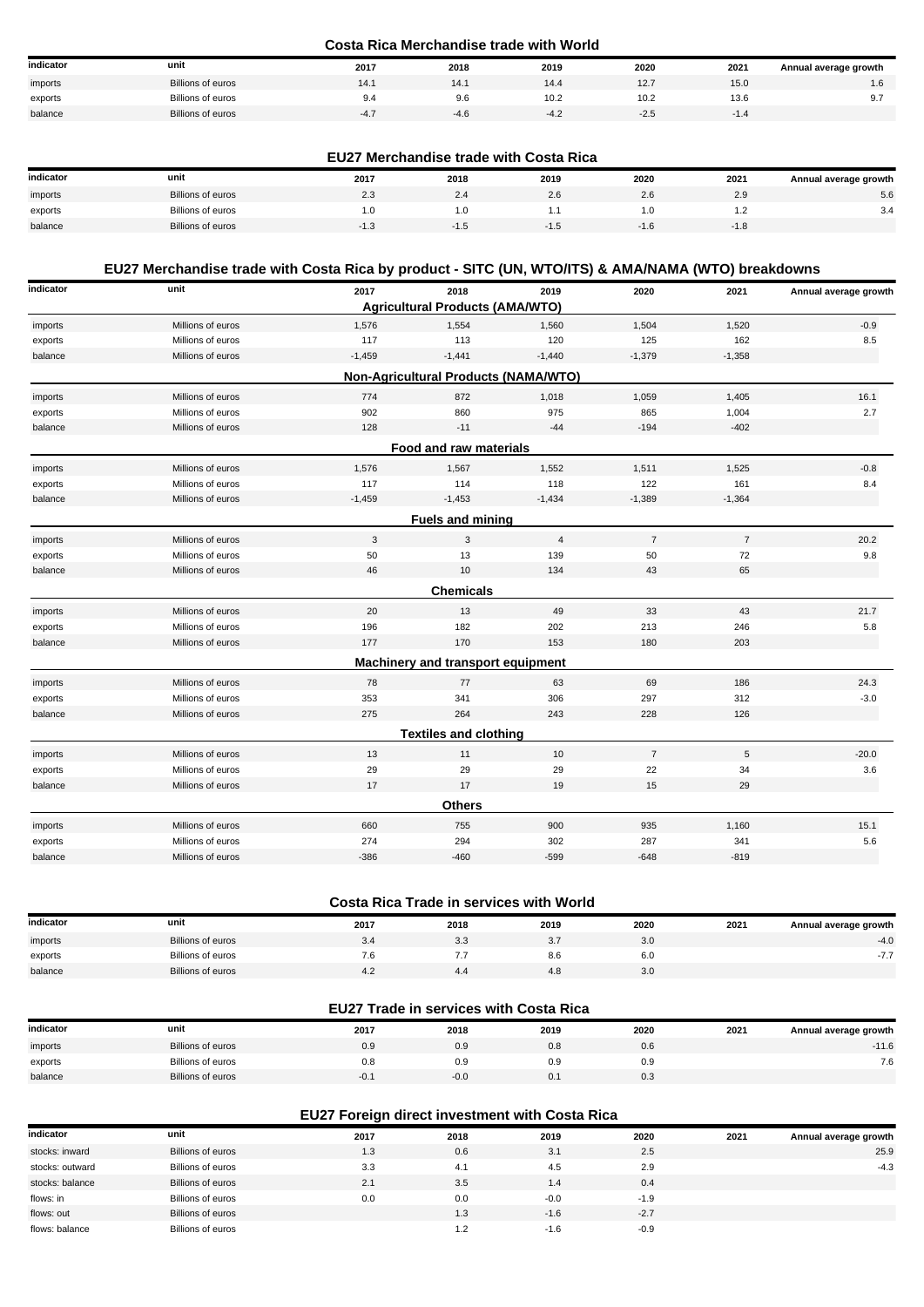## Costa Rica Merchandise trade with World

| indicator | unit | 2017 | 2018 | 2019 | 2020 | 2021 | Annual average growth |
|---|---|---|---|---|---|---|---|
| imports | Billions of euros | 14.1 | 14.1 | 14.4 | 12.7 | 15.0 | 1.6 |
| exports | Billions of euros | 9.4 | 9.6 | 10.2 | 10.2 | 13.6 | 9.7 |
| balance | Billions of euros | -4.7 | -4.6 | -4.2 | -2.5 | -1.4 | |

## EU27 Merchandise trade with Costa Rica

| indicator | unit | 2017 | 2018 | 2019 | 2020 | 2021 | Annual average growth |
|---|---|---|---|---|---|---|---|
| imports | Billions of euros | 2.3 | 2.4 | 2.6 | 2.6 | 2.9 | 5.6 |
| exports | Billions of euros | 1.0 | 1.0 | 1.1 | 1.0 | 1.2 | 3.4 |
| balance | Billions of euros | -1.3 | -1.5 | -1.5 | -1.6 | -1.8 | |

## EU27 Merchandise trade with Costa Rica by product - SITC (UN, WTO/ITS) & AMA/NAMA (WTO) breakdowns

| indicator | unit | 2017 | 2018 | 2019 | 2020 | 2021 | Annual average growth |
|---|---|---|---|---|---|---|---|
| | | | **Agricultural Products (AMA/WTO)** | | | | |
| imports | Millions of euros | 1,576 | 1,554 | 1,560 | 1,504 | 1,520 | -0.9 |
| exports | Millions of euros | 117 | 113 | 120 | 125 | 162 | 8.5 |
| balance | Millions of euros | -1,459 | -1,441 | -1,440 | -1,379 | -1,358 | |
| | | | **Non-Agricultural Products (NAMA/WTO)** | | | | |
| imports | Millions of euros | 774 | 872 | 1,018 | 1,059 | 1,405 | 16.1 |
| exports | Millions of euros | 902 | 860 | 975 | 865 | 1,004 | 2.7 |
| balance | Millions of euros | 128 | -11 | -44 | -194 | -402 | |
| | | | **Food and raw materials** | | | | |
| imports | Millions of euros | 1,576 | 1,567 | 1,552 | 1,511 | 1,525 | -0.8 |
| exports | Millions of euros | 117 | 114 | 118 | 122 | 161 | 8.4 |
| balance | Millions of euros | -1,459 | -1,453 | -1,434 | -1,389 | -1,364 | |
| | | | **Fuels and mining** | | | | |
| imports | Millions of euros | 3 | 3 | 4 | 7 | 7 | 20.2 |
| exports | Millions of euros | 50 | 13 | 139 | 50 | 72 | 9.8 |
| balance | Millions of euros | 46 | 10 | 134 | 43 | 65 | |
| | | | **Chemicals** | | | | |
| imports | Millions of euros | 20 | 13 | 49 | 33 | 43 | 21.7 |
| exports | Millions of euros | 196 | 182 | 202 | 213 | 246 | 5.8 |
| balance | Millions of euros | 177 | 170 | 153 | 180 | 203 | |
| | | | **Machinery and transport equipment** | | | | |
| imports | Millions of euros | 78 | 77 | 63 | 69 | 186 | 24.3 |
| exports | Millions of euros | 353 | 341 | 306 | 297 | 312 | -3.0 |
| balance | Millions of euros | 275 | 264 | 243 | 228 | 126 | |
| | | | **Textiles and clothing** | | | | |
| imports | Millions of euros | 13 | 11 | 10 | 7 | 5 | -20.0 |
| exports | Millions of euros | 29 | 29 | 29 | 22 | 34 | 3.6 |
| balance | Millions of euros | 17 | 17 | 19 | 15 | 29 | |
| | | | **Others** | | | | |
| imports | Millions of euros | 660 | 755 | 900 | 935 | 1,160 | 15.1 |
| exports | Millions of euros | 274 | 294 | 302 | 287 | 341 | 5.6 |
| balance | Millions of euros | -386 | -460 | -599 | -648 | -819 | |

## Costa Rica Trade in services with World

| indicator | unit | 2017 | 2018 | 2019 | 2020 | 2021 | Annual average growth |
|---|---|---|---|---|---|---|---|
| imports | Billions of euros | 3.4 | 3.3 | 3.7 | 3.0 | | -4.0 |
| exports | Billions of euros | 7.6 | 7.7 | 8.6 | 6.0 | | -7.7 |
| balance | Billions of euros | 4.2 | 4.4 | 4.8 | 3.0 | | |

## EU27 Trade in services with Costa Rica

| indicator | unit | 2017 | 2018 | 2019 | 2020 | 2021 | Annual average growth |
|---|---|---|---|---|---|---|---|
| imports | Billions of euros | 0.9 | 0.9 | 0.8 | 0.6 | | -11.6 |
| exports | Billions of euros | 0.8 | 0.9 | 0.9 | 0.9 | | 7.6 |
| balance | Billions of euros | -0.1 | -0.0 | 0.1 | 0.3 | | |

## EU27 Foreign direct investment with Costa Rica

| indicator | unit | 2017 | 2018 | 2019 | 2020 | 2021 | Annual average growth |
|---|---|---|---|---|---|---|---|
| stocks: inward | Billions of euros | 1.3 | 0.6 | 3.1 | 2.5 | | 25.9 |
| stocks: outward | Billions of euros | 3.3 | 4.1 | 4.5 | 2.9 | | -4.3 |
| stocks: balance | Billions of euros | 2.1 | 3.5 | 1.4 | 0.4 | | |
| flows: in | Billions of euros | 0.0 | 0.0 | -0.0 | -1.9 | | |
| flows: out | Billions of euros | | 1.3 | -1.6 | -2.7 | | |
| flows: balance | Billions of euros | | 1.2 | -1.6 | -0.9 | | |